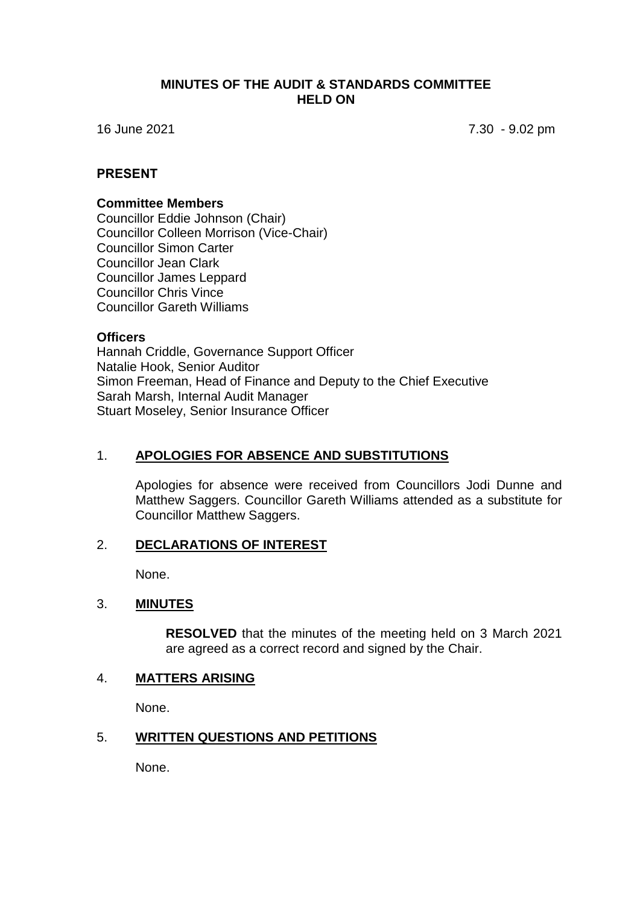# MINUTES OF THE AUDIT & STANDARDS COMMITTEE HELD ON

16 June 2021 7.30 - 9.02 pm

## PRESENT

### Committee Members

Councillor Eddie Johnson (Chair)
Councillor Colleen Morrison (Vice-Chair)
Councillor Simon Carter
Councillor Jean Clark
Councillor James Leppard
Councillor Chris Vince
Councillor Gareth Williams

### Officers

Hannah Criddle, Governance Support Officer
Natalie Hook, Senior Auditor
Simon Freeman, Head of Finance and Deputy to the Chief Executive
Sarah Marsh, Internal Audit Manager
Stuart Moseley, Senior Insurance Officer

## 1. APOLOGIES FOR ABSENCE AND SUBSTITUTIONS

Apologies for absence were received from Councillors Jodi Dunne and Matthew Saggers. Councillor Gareth Williams attended as a substitute for Councillor Matthew Saggers.

## 2. DECLARATIONS OF INTEREST

None.

## 3. MINUTES

**RESOLVED** that the minutes of the meeting held on 3 March 2021 are agreed as a correct record and signed by the Chair.

## 4. MATTERS ARISING

None.

## 5. WRITTEN QUESTIONS AND PETITIONS

None.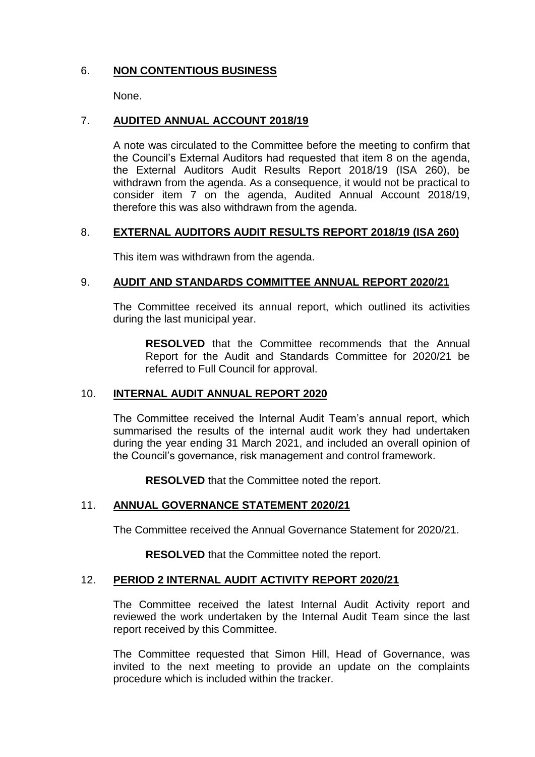## 6. **NON CONTENTIOUS BUSINESS**

None.

## 7. **AUDITED ANNUAL ACCOUNT 2018/19**

A note was circulated to the Committee before the meeting to confirm that the Council's External Auditors had requested that item 8 on the agenda, the External Auditors Audit Results Report 2018/19 (ISA 260), be withdrawn from the agenda. As a consequence, it would not be practical to consider item 7 on the agenda, Audited Annual Account 2018/19, therefore this was also withdrawn from the agenda.

## 8. **EXTERNAL AUDITORS AUDIT RESULTS REPORT 2018/19 (ISA 260)**

This item was withdrawn from the agenda.

## 9. **AUDIT AND STANDARDS COMMITTEE ANNUAL REPORT 2020/21**

The Committee received its annual report, which outlined its activities during the last municipal year.

> **RESOLVED** that the Committee recommends that the Annual Report for the Audit and Standards Committee for 2020/21 be referred to Full Council for approval.

## 10. **INTERNAL AUDIT ANNUAL REPORT 2020**

The Committee received the Internal Audit Team's annual report, which summarised the results of the internal audit work they had undertaken during the year ending 31 March 2021, and included an overall opinion of the Council's governance, risk management and control framework.

> **RESOLVED** that the Committee noted the report.

## 11. **ANNUAL GOVERNANCE STATEMENT 2020/21**

The Committee received the Annual Governance Statement for 2020/21.

> **RESOLVED** that the Committee noted the report.

## 12. **PERIOD 2 INTERNAL AUDIT ACTIVITY REPORT 2020/21**

The Committee received the latest Internal Audit Activity report and reviewed the work undertaken by the Internal Audit Team since the last report received by this Committee.

The Committee requested that Simon Hill, Head of Governance, was invited to the next meeting to provide an update on the complaints procedure which is included within the tracker.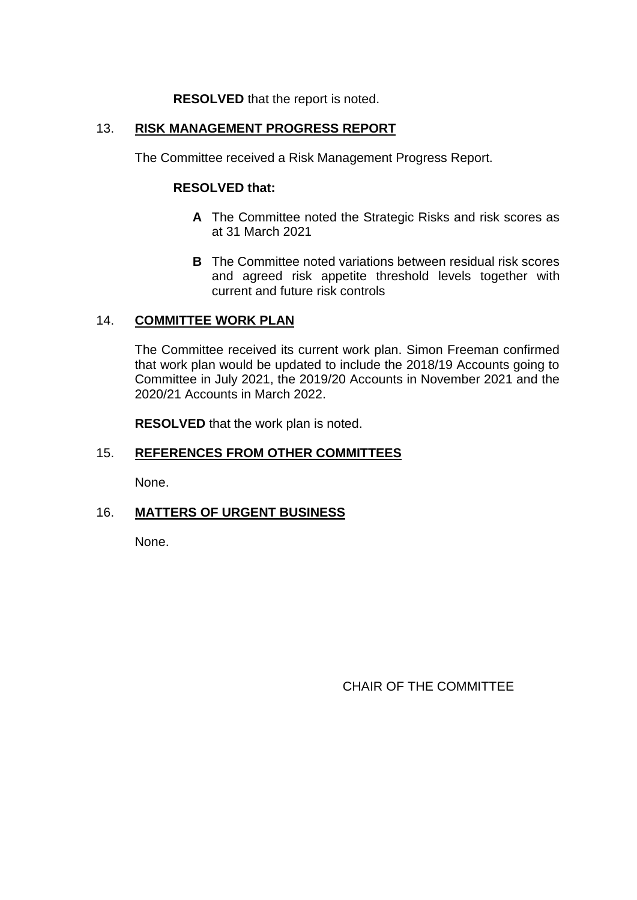**RESOLVED** that the report is noted.

## 13. RISK MANAGEMENT PROGRESS REPORT

The Committee received a Risk Management Progress Report.

**RESOLVED that:**

**A** The Committee noted the Strategic Risks and risk scores as at 31 March 2021

**B** The Committee noted variations between residual risk scores and agreed risk appetite threshold levels together with current and future risk controls

## 14. COMMITTEE WORK PLAN

The Committee received its current work plan. Simon Freeman confirmed that work plan would be updated to include the 2018/19 Accounts going to Committee in July 2021, the 2019/20 Accounts in November 2021 and the 2020/21 Accounts in March 2022.

**RESOLVED** that the work plan is noted.

## 15. REFERENCES FROM OTHER COMMITTEES

None.

## 16. MATTERS OF URGENT BUSINESS

None.

CHAIR OF THE COMMITTEE